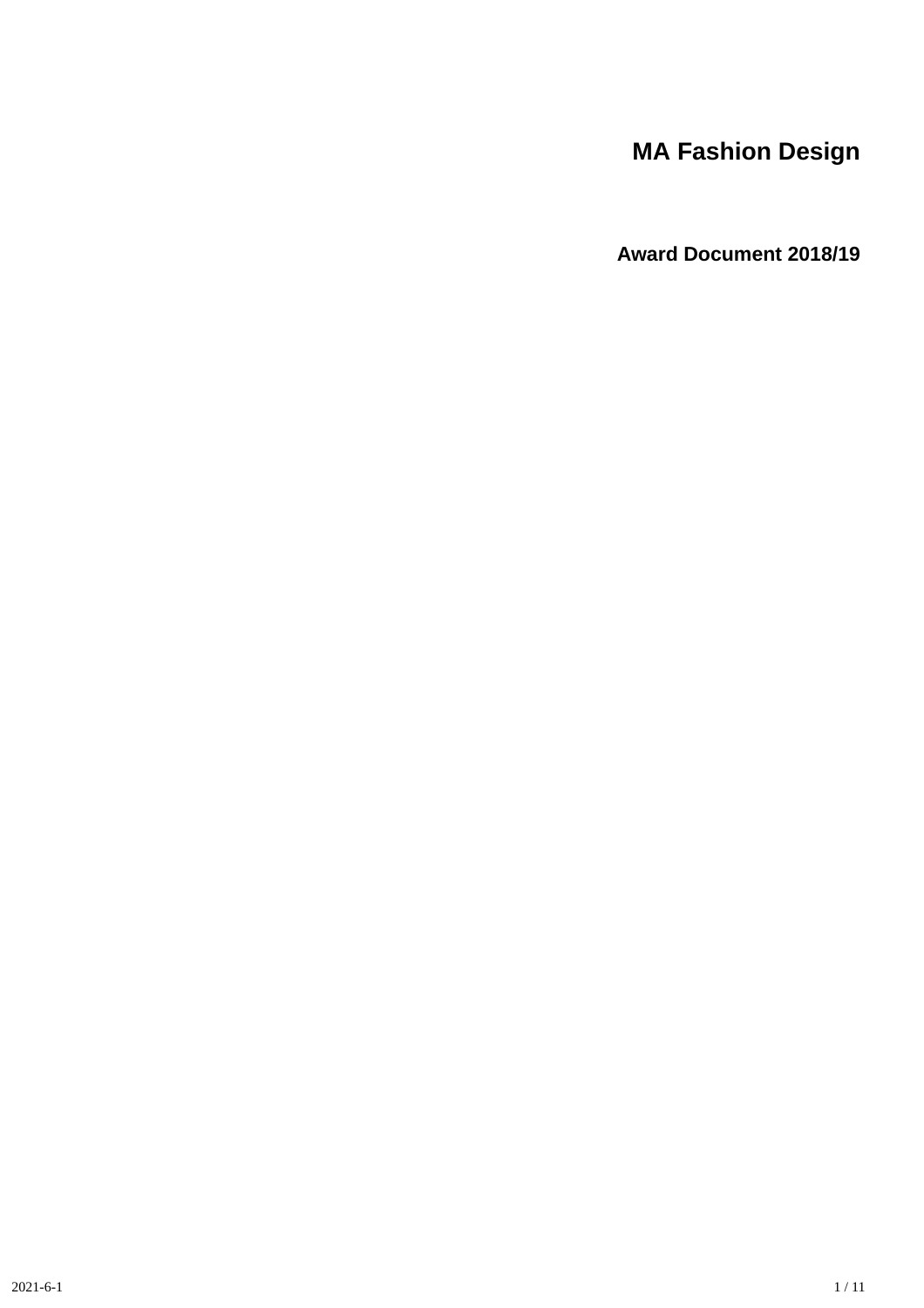# MA Fashion Design

**Award Document 2018/19**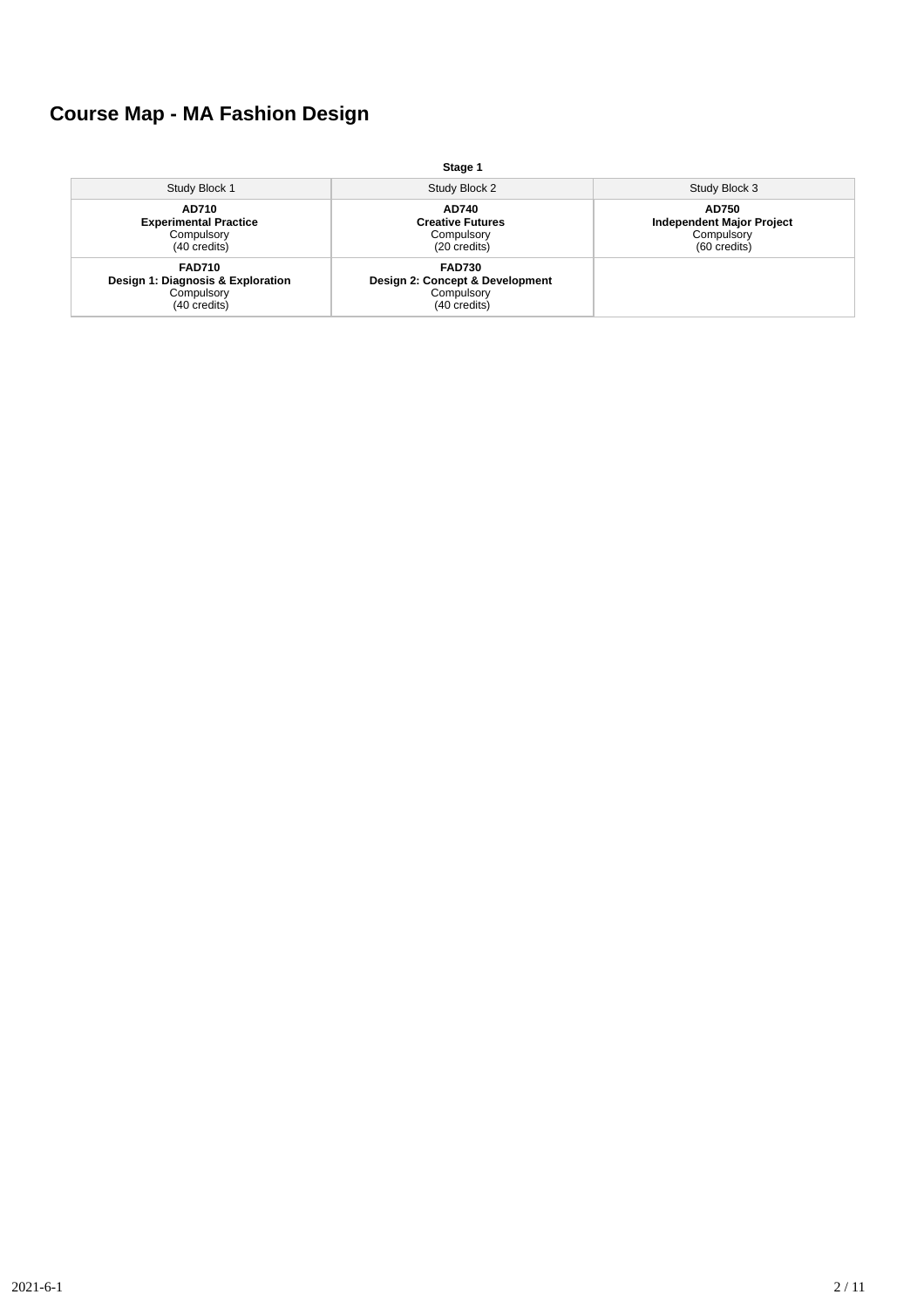# Course Map - MA Fashion Design

**Stage 1**

| Study Block 1 | Study Block 2 | Study Block 3 |
|---|---|---|
| **AD710**<br>**Experimental Practice**<br>Compulsory<br>(40 credits) | **AD740**<br>**Creative Futures**<br>Compulsory<br>(20 credits) | **AD750**<br>**Independent Major Project**<br>Compulsory<br>(60 credits) |
| **FAD710**<br>**Design 1: Diagnosis & Exploration**<br>Compulsory<br>(40 credits) | **FAD730**<br>**Design 2: Concept & Development**<br>Compulsory<br>(40 credits) | |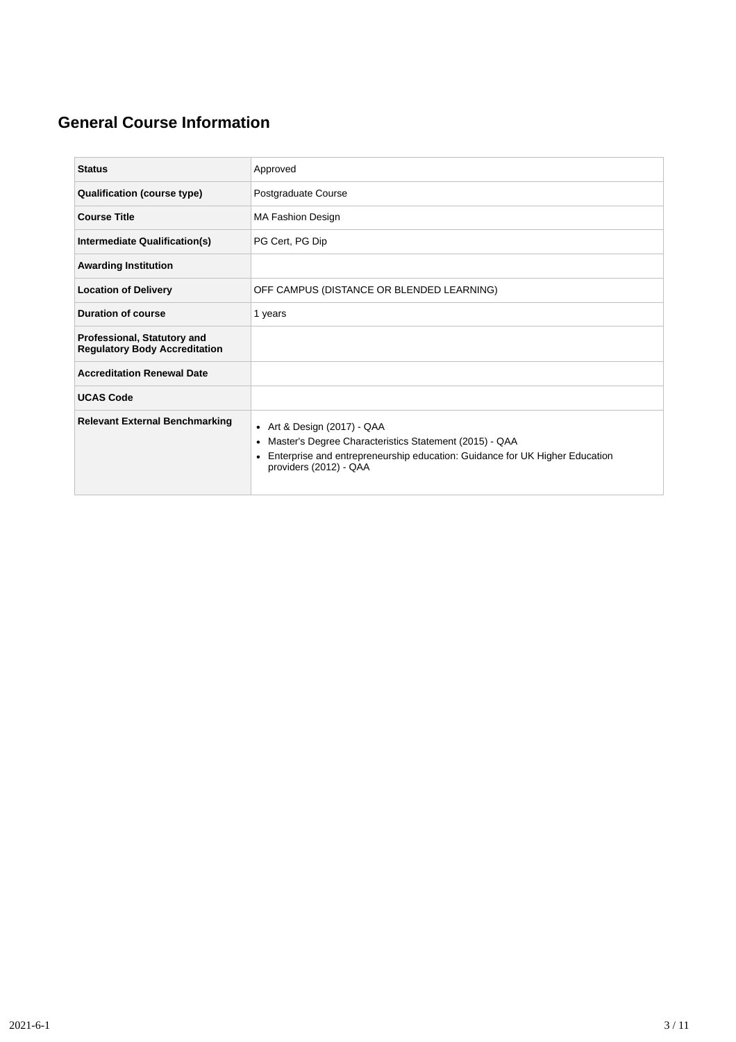# General Course Information

| | |
|---|---|
| **Status** | Approved |
| **Qualification (course type)** | Postgraduate Course |
| **Course Title** | MA Fashion Design |
| **Intermediate Qualification(s)** | PG Cert, PG Dip |
| **Awarding Institution** | |
| **Location of Delivery** | OFF CAMPUS (DISTANCE OR BLENDED LEARNING) |
| **Duration of course** | 1 years |
| **Professional, Statutory and Regulatory Body Accreditation** | |
| **Accreditation Renewal Date** | |
| **UCAS Code** | |
| **Relevant External Benchmarking** | • Art & Design (2017) - QAA<br>• Master's Degree Characteristics Statement (2015) - QAA<br>• Enterprise and entrepreneurship education: Guidance for UK Higher Education providers (2012) - QAA |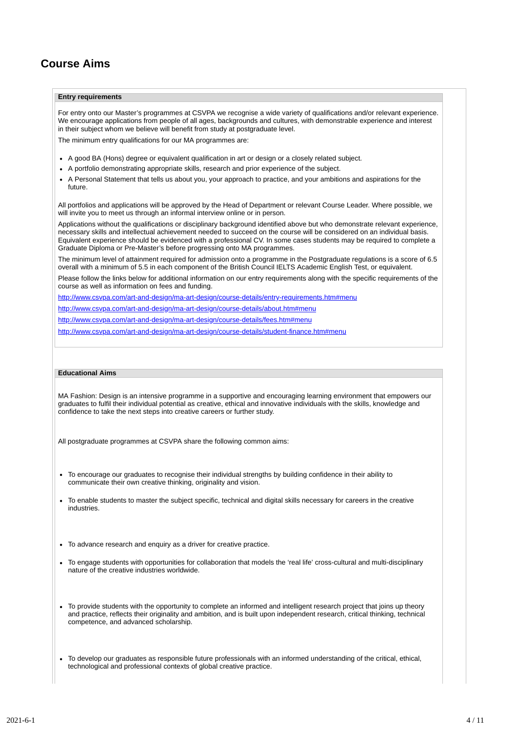# Course Aims

### Entry requirements

For entry onto our Master's programmes at CSVPA we recognise a wide variety of qualifications and/or relevant experience. We encourage applications from people of all ages, backgrounds and cultures, with demonstrable experience and interest in their subject whom we believe will benefit from study at postgraduate level.

The minimum entry qualifications for our MA programmes are:

- A good BA (Hons) degree or equivalent qualification in art or design or a closely related subject.
- A portfolio demonstrating appropriate skills, research and prior experience of the subject.
- A Personal Statement that tells us about you, your approach to practice, and your ambitions and aspirations for the future.

All portfolios and applications will be approved by the Head of Department or relevant Course Leader. Where possible, we will invite you to meet us through an informal interview online or in person.

Applications without the qualifications or disciplinary background identified above but who demonstrate relevant experience, necessary skills and intellectual achievement needed to succeed on the course will be considered on an individual basis. Equivalent experience should be evidenced with a professional CV. In some cases students may be required to complete a Graduate Diploma or Pre-Master's before progressing onto MA programmes.

The minimum level of attainment required for admission onto a programme in the Postgraduate regulations is a score of 6.5 overall with a minimum of 5.5 in each component of the British Council IELTS Academic English Test, or equivalent.

Please follow the links below for additional information on our entry requirements along with the specific requirements of the course as well as information on fees and funding.

http://www.csvpa.com/art-and-design/ma-art-design/course-details/entry-requirements.htm#menu

http://www.csvpa.com/art-and-design/ma-art-design/course-details/about.htm#menu

http://www.csvpa.com/art-and-design/ma-art-design/course-details/fees.htm#menu

http://www.csvpa.com/art-and-design/ma-art-design/course-details/student-finance.htm#menu

### Educational Aims

MA Fashion: Design is an intensive programme in a supportive and encouraging learning environment that empowers our graduates to fulfil their individual potential as creative, ethical and innovative individuals with the skills, knowledge and confidence to take the next steps into creative careers or further study.

All postgraduate programmes at CSVPA share the following common aims:

- To encourage our graduates to recognise their individual strengths by building confidence in their ability to communicate their own creative thinking, originality and vision.
- To enable students to master the subject specific, technical and digital skills necessary for careers in the creative industries.
- To advance research and enquiry as a driver for creative practice.
- To engage students with opportunities for collaboration that models the 'real life' cross-cultural and multi-disciplinary nature of the creative industries worldwide.
- To provide students with the opportunity to complete an informed and intelligent research project that joins up theory and practice, reflects their originality and ambition, and is built upon independent research, critical thinking, technical competence, and advanced scholarship.
- To develop our graduates as responsible future professionals with an informed understanding of the critical, ethical, technological and professional contexts of global creative practice.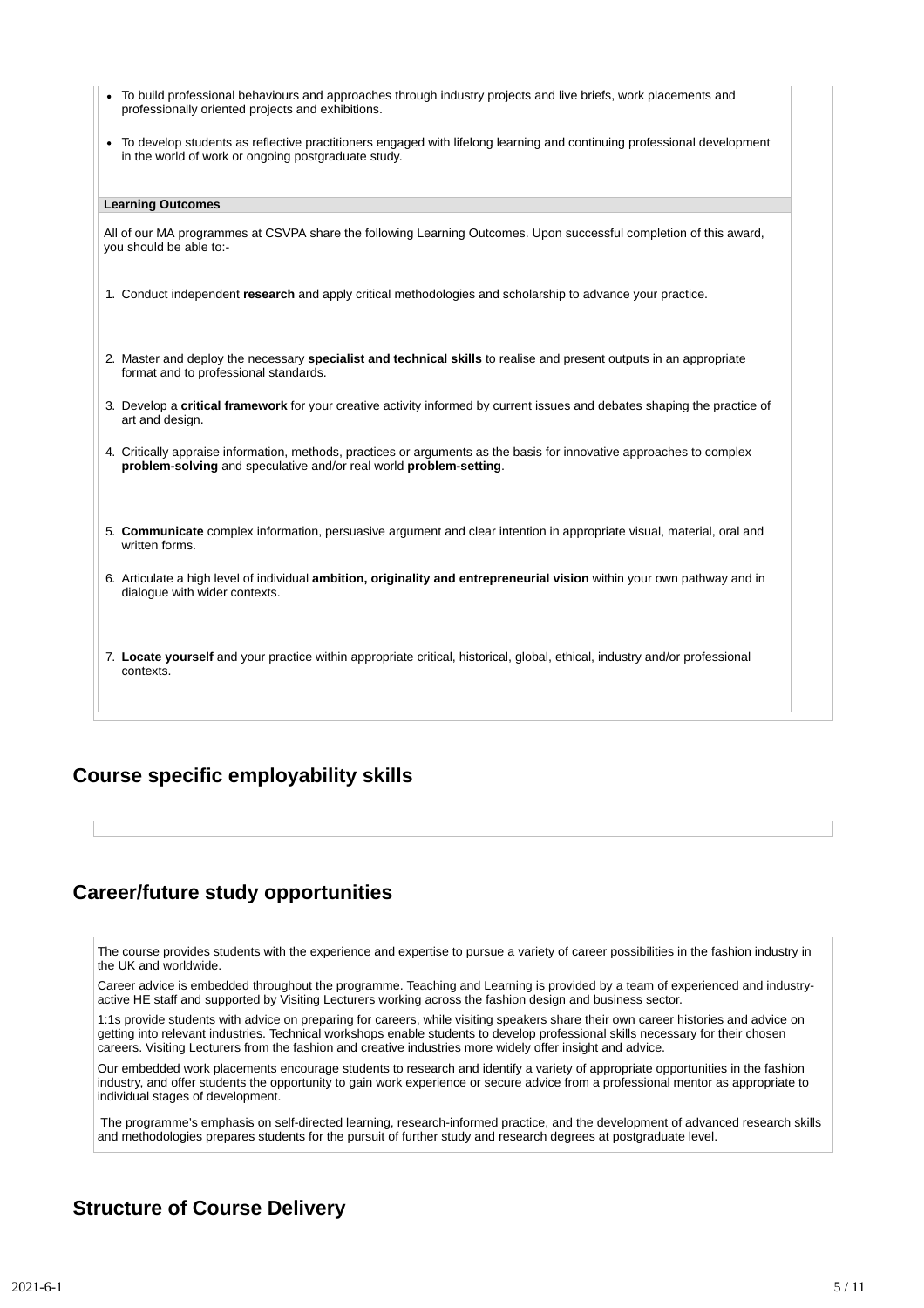- To build professional behaviours and approaches through industry projects and live briefs, work placements and professionally oriented projects and exhibitions.
- To develop students as reflective practitioners engaged with lifelong learning and continuing professional development in the world of work or ongoing postgraduate study.

**Learning Outcomes**

All of our MA programmes at CSVPA share the following Learning Outcomes. Upon successful completion of this award, you should be able to:-

1. Conduct independent **research** and apply critical methodologies and scholarship to advance your practice.
2. Master and deploy the necessary **specialist and technical skills** to realise and present outputs in an appropriate format and to professional standards.
3. Develop a **critical framework** for your creative activity informed by current issues and debates shaping the practice of art and design.
4. Critically appraise information, methods, practices or arguments as the basis for innovative approaches to complex **problem-solving** and speculative and/or real world **problem-setting**.
5. **Communicate** complex information, persuasive argument and clear intention in appropriate visual, material, oral and written forms.
6. Articulate a high level of individual **ambition, originality and entrepreneurial vision** within your own pathway and in dialogue with wider contexts.
7. **Locate yourself** and your practice within appropriate critical, historical, global, ethical, industry and/or professional contexts.

## Course specific employability skills

## Career/future study opportunities

The course provides students with the experience and expertise to pursue a variety of career possibilities in the fashion industry in the UK and worldwide.

Career advice is embedded throughout the programme. Teaching and Learning is provided by a team of experienced and industry-active HE staff and supported by Visiting Lecturers working across the fashion design and business sector.

1:1s provide students with advice on preparing for careers, while visiting speakers share their own career histories and advice on getting into relevant industries. Technical workshops enable students to develop professional skills necessary for their chosen careers. Visiting Lecturers from the fashion and creative industries more widely offer insight and advice.

Our embedded work placements encourage students to research and identify a variety of appropriate opportunities in the fashion industry, and offer students the opportunity to gain work experience or secure advice from a professional mentor as appropriate to individual stages of development.

The programme's emphasis on self-directed learning, research-informed practice, and the development of advanced research skills and methodologies prepares students for the pursuit of further study and research degrees at postgraduate level.

## Structure of Course Delivery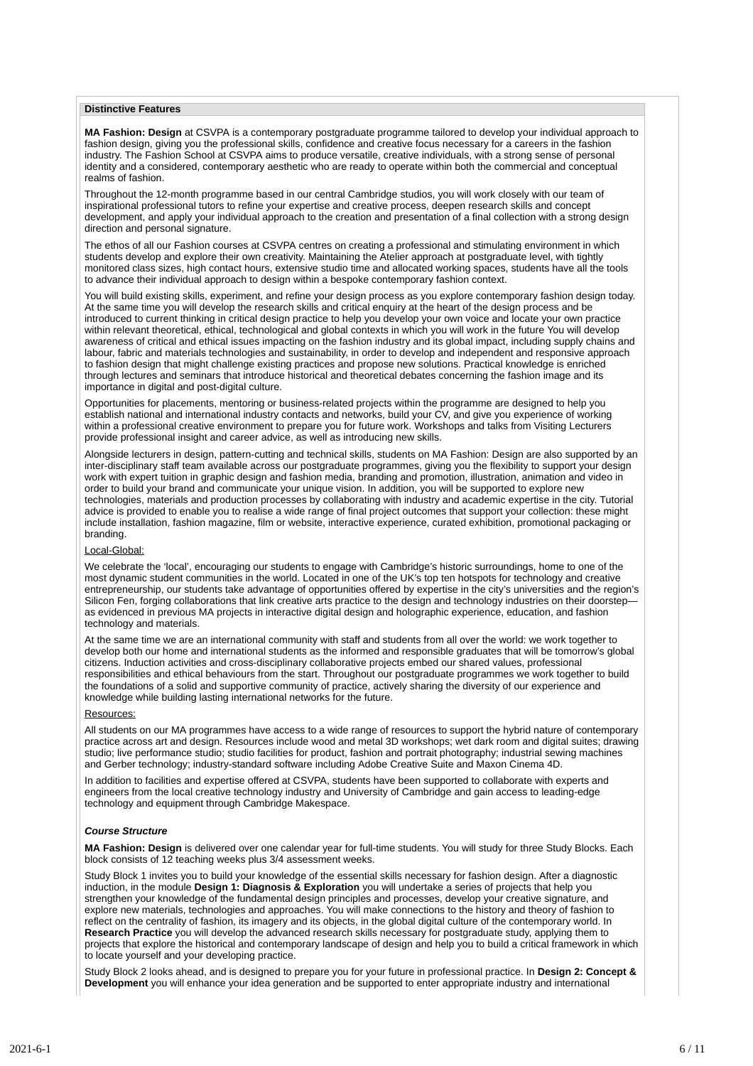**Distinctive Features**

**MA Fashion: Design** at CSVPA is a contemporary postgraduate programme tailored to develop your individual approach to fashion design, giving you the professional skills, confidence and creative focus necessary for a careers in the fashion industry. The Fashion School at CSVPA aims to produce versatile, creative individuals, with a strong sense of personal identity and a considered, contemporary aesthetic who are ready to operate within both the commercial and conceptual realms of fashion.

Throughout the 12-month programme based in our central Cambridge studios, you will work closely with our team of inspirational professional tutors to refine your expertise and creative process, deepen research skills and concept development, and apply your individual approach to the creation and presentation of a final collection with a strong design direction and personal signature.

The ethos of all our Fashion courses at CSVPA centres on creating a professional and stimulating environment in which students develop and explore their own creativity. Maintaining the Atelier approach at postgraduate level, with tightly monitored class sizes, high contact hours, extensive studio time and allocated working spaces, students have all the tools to advance their individual approach to design within a bespoke contemporary fashion context.

You will build existing skills, experiment, and refine your design process as you explore contemporary fashion design today. At the same time you will develop the research skills and critical enquiry at the heart of the design process and be introduced to current thinking in critical design practice to help you develop your own voice and locate your own practice within relevant theoretical, ethical, technological and global contexts in which you will work in the future You will develop awareness of critical and ethical issues impacting on the fashion industry and its global impact, including supply chains and labour, fabric and materials technologies and sustainability, in order to develop and independent and responsive approach to fashion design that might challenge existing practices and propose new solutions. Practical knowledge is enriched through lectures and seminars that introduce historical and theoretical debates concerning the fashion image and its importance in digital and post-digital culture.

Opportunities for placements, mentoring or business-related projects within the programme are designed to help you establish national and international industry contacts and networks, build your CV, and give you experience of working within a professional creative environment to prepare you for future work. Workshops and talks from Visiting Lecturers provide professional insight and career advice, as well as introducing new skills.

Alongside lecturers in design, pattern-cutting and technical skills, students on MA Fashion: Design are also supported by an inter-disciplinary staff team available across our postgraduate programmes, giving you the flexibility to support your design work with expert tuition in graphic design and fashion media, branding and promotion, illustration, animation and video in order to build your brand and communicate your unique vision. In addition, you will be supported to explore new technologies, materials and production processes by collaborating with industry and academic expertise in the city. Tutorial advice is provided to enable you to realise a wide range of final project outcomes that support your collection: these might include installation, fashion magazine, film or website, interactive experience, curated exhibition, promotional packaging or branding.

Local-Global:

We celebrate the 'local', encouraging our students to engage with Cambridge's historic surroundings, home to one of the most dynamic student communities in the world. Located in one of the UK's top ten hotspots for technology and creative entrepreneurship, our students take advantage of opportunities offered by expertise in the city's universities and the region's Silicon Fen, forging collaborations that link creative arts practice to the design and technology industries on their doorstep—as evidenced in previous MA projects in interactive digital design and holographic experience, education, and fashion technology and materials.

At the same time we are an international community with staff and students from all over the world: we work together to develop both our home and international students as the informed and responsible graduates that will be tomorrow's global citizens. Induction activities and cross-disciplinary collaborative projects embed our shared values, professional responsibilities and ethical behaviours from the start. Throughout our postgraduate programmes we work together to build the foundations of a solid and supportive community of practice, actively sharing the diversity of our experience and knowledge while building lasting international networks for the future.

Resources:

All students on our MA programmes have access to a wide range of resources to support the hybrid nature of contemporary practice across art and design. Resources include wood and metal 3D workshops; wet dark room and digital suites; drawing studio; live performance studio; studio facilities for product, fashion and portrait photography; industrial sewing machines and Gerber technology; industry-standard software including Adobe Creative Suite and Maxon Cinema 4D.

In addition to facilities and expertise offered at CSVPA, students have been supported to collaborate with experts and engineers from the local creative technology industry and University of Cambridge and gain access to leading-edge technology and equipment through Cambridge Makespace.

***Course Structure***

**MA Fashion: Design** is delivered over one calendar year for full-time students. You will study for three Study Blocks. Each block consists of 12 teaching weeks plus 3/4 assessment weeks.

Study Block 1 invites you to build your knowledge of the essential skills necessary for fashion design. After a diagnostic induction, in the module **Design 1: Diagnosis & Exploration** you will undertake a series of projects that help you strengthen your knowledge of the fundamental design principles and processes, develop your creative signature, and explore new materials, technologies and approaches. You will make connections to the history and theory of fashion to reflect on the centrality of fashion, its imagery and its objects, in the global digital culture of the contemporary world. In **Research Practice** you will develop the advanced research skills necessary for postgraduate study, applying them to projects that explore the historical and contemporary landscape of design and help you to build a critical framework in which to locate yourself and your developing practice.

Study Block 2 looks ahead, and is designed to prepare you for your future in professional practice. In **Design 2: Concept & Development** you will enhance your idea generation and be supported to enter appropriate industry and international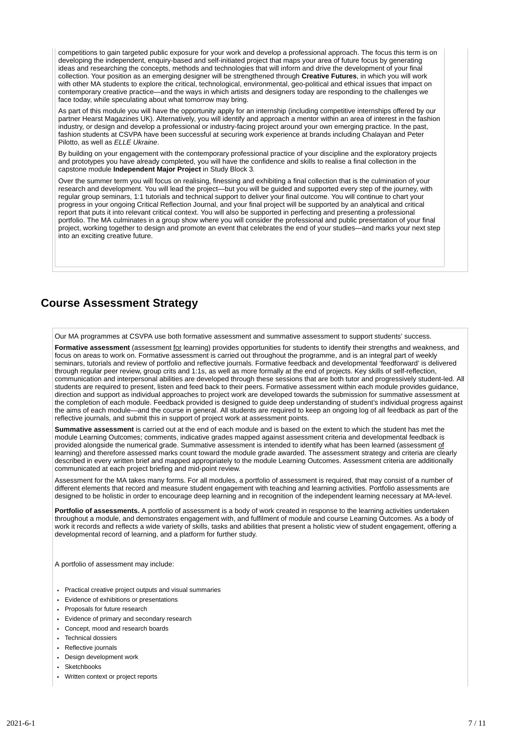competitions to gain targeted public exposure for your work and develop a professional approach. The focus this term is on developing the independent, enquiry-based and self-initiated project that maps your area of future focus by generating ideas and researching the concepts, methods and technologies that will inform and drive the development of your final collection. Your position as an emerging designer will be strengthened through **Creative Futures**, in which you will work with other MA students to explore the critical, technological, environmental, geo-political and ethical issues that impact on contemporary creative practice—and the ways in which artists and designers today are responding to the challenges we face today, while speculating about what tomorrow may bring.

As part of this module you will have the opportunity apply for an internship (including competitive internships offered by our partner Hearst Magazines UK). Alternatively, you will identify and approach a mentor within an area of interest in the fashion industry, or design and develop a professional or industry-facing project around your own emerging practice. In the past, fashion students at CSVPA have been successful at securing work experience at brands including Chalayan and Peter Pilotto, as well as *ELLE Ukraine*.

By building on your engagement with the contemporary professional practice of your discipline and the exploratory projects and prototypes you have already completed, you will have the confidence and skills to realise a final collection in the capstone module **Independent Major Project** in Study Block 3.

Over the summer term you will focus on realising, finessing and exhibiting a final collection that is the culmination of your research and development. You will lead the project—but you will be guided and supported every step of the journey, with regular group seminars, 1:1 tutorials and technical support to deliver your final outcome. You will continue to chart your progress in your ongoing Critical Reflection Journal, and your final project will be supported by an analytical and critical report that puts it into relevant critical context. You will also be supported in perfecting and presenting a professional portfolio. The MA culminates in a group show where you will consider the professional and public presentation of your final project, working together to design and promote an event that celebrates the end of your studies—and marks your next step into an exciting creative future.

## Course Assessment Strategy

Our MA programmes at CSVPA use both formative assessment and summative assessment to support students' success.

**Formative assessment** (assessment for learning) provides opportunities for students to identify their strengths and weakness, and focus on areas to work on. Formative assessment is carried out throughout the programme, and is an integral part of weekly seminars, tutorials and review of portfolio and reflective journals. Formative feedback and developmental 'feedforward' is delivered through regular peer review, group crits and 1:1s, as well as more formally at the end of projects. Key skills of self-reflection, communication and interpersonal abilities are developed through these sessions that are both tutor and progressively student-led. All students are required to present, listen and feed back to their peers. Formative assessment within each module provides guidance, direction and support as individual approaches to project work are developed towards the submission for summative assessment at the completion of each module. Feedback provided is designed to guide deep understanding of student's individual progress against the aims of each module—and the course in general. All students are required to keep an ongoing log of all feedback as part of the reflective journals, and submit this in support of project work at assessment points.

**Summative assessment** is carried out at the end of each module and is based on the extent to which the student has met the module Learning Outcomes; comments, indicative grades mapped against assessment criteria and developmental feedback is provided alongside the numerical grade. Summative assessment is intended to identify what has been learned (assessment of learning) and therefore assessed marks count toward the module grade awarded. The assessment strategy and criteria are clearly described in every written brief and mapped appropriately to the module Learning Outcomes. Assessment criteria are additionally communicated at each project briefing and mid-point review.

Assessment for the MA takes many forms. For all modules, a portfolio of assessment is required, that may consist of a number of different elements that record and measure student engagement with teaching and learning activities. Portfolio assessments are designed to be holistic in order to encourage deep learning and in recognition of the independent learning necessary at MA-level.

**Portfolio of assessments.** A portfolio of assessment is a body of work created in response to the learning activities undertaken throughout a module, and demonstrates engagement with, and fulfilment of module and course Learning Outcomes. As a body of work it records and reflects a wide variety of skills, tasks and abilities that present a holistic view of student engagement, offering a developmental record of learning, and a platform for further study.

A portfolio of assessment may include:

- Practical creative project outputs and visual summaries
- Evidence of exhibitions or presentations
- Proposals for future research
- Evidence of primary and secondary research
- Concept, mood and research boards
- Technical dossiers
- Reflective journals
- Design development work
- Sketchbooks
- Written context or project reports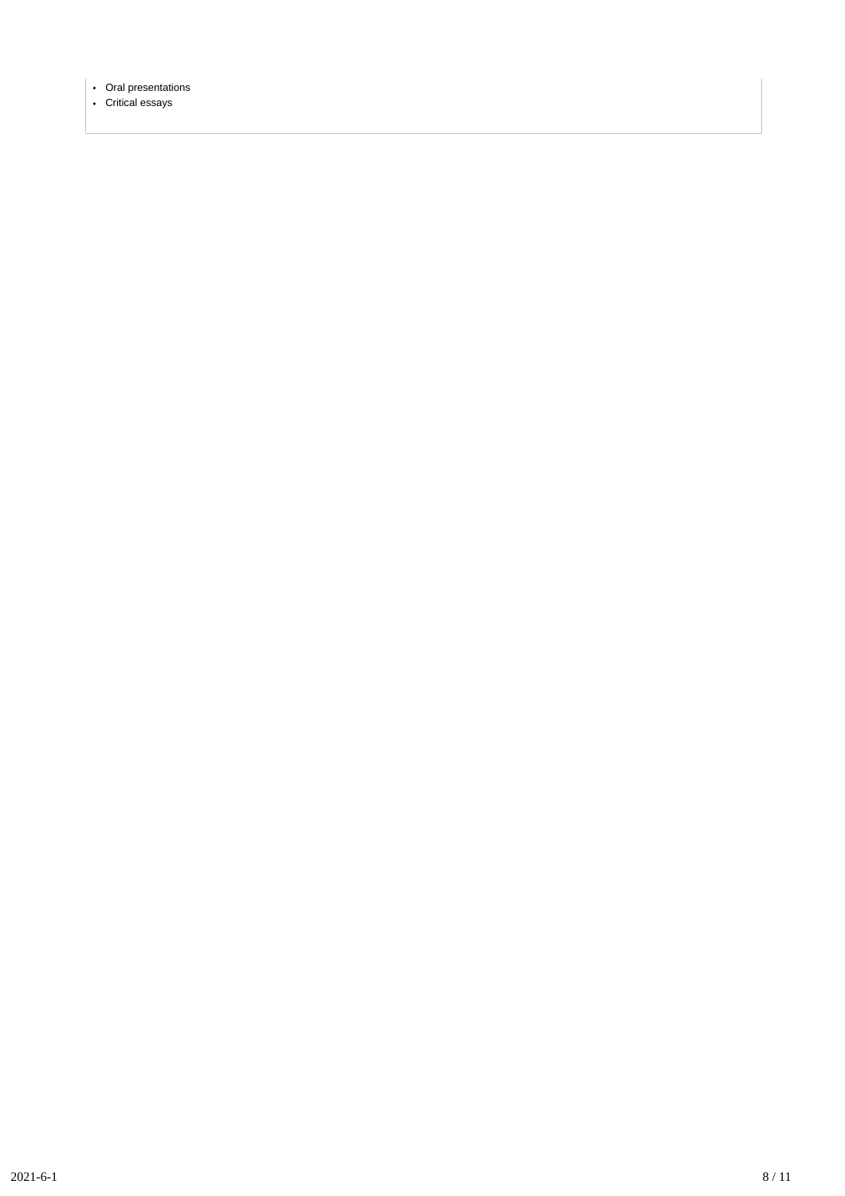- Oral presentations
- Critical essays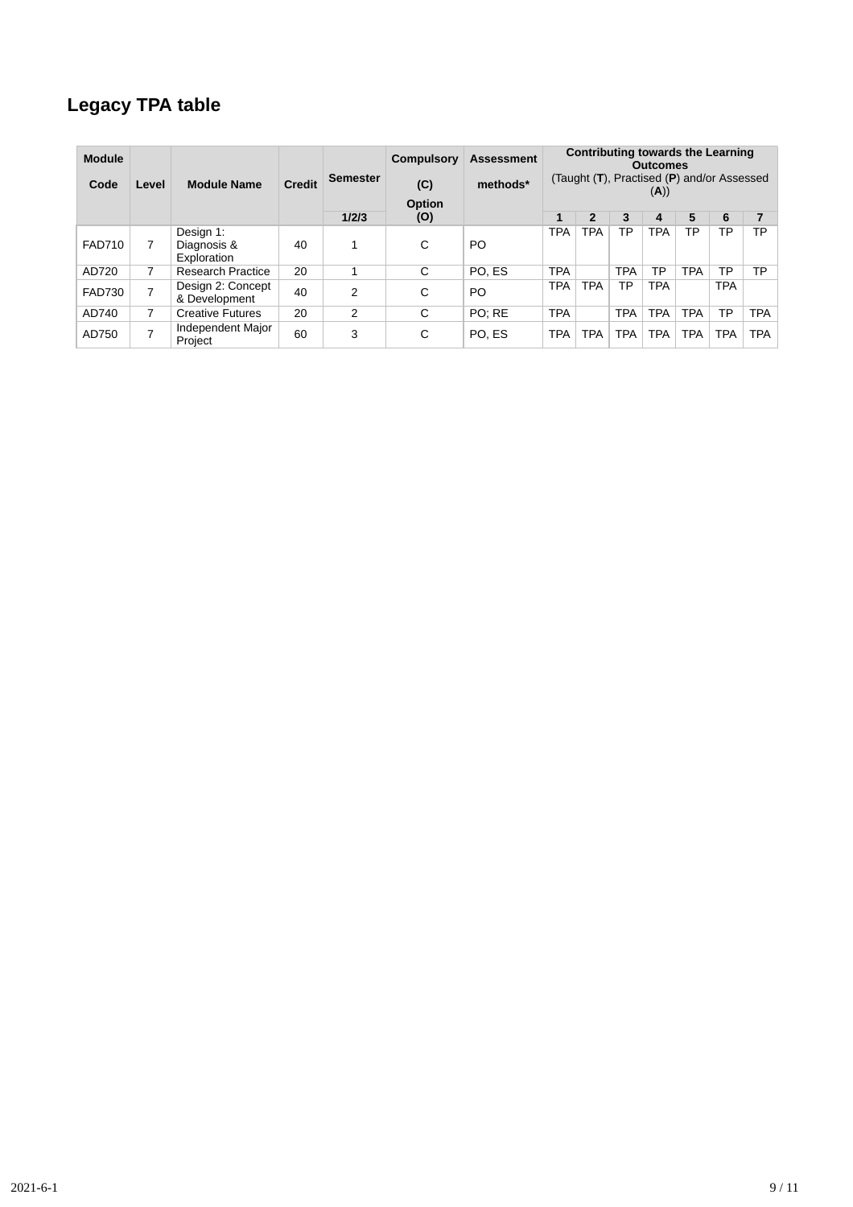## Legacy TPA table

| Module Code | Level | Module Name | Credit | Semester 1/2/3 | Compulsory (C) Option (O) | Assessment methods* | Contributing towards the Learning Outcomes (Taught (**T**), Practised (**P**) and/or Assessed (**A**)) | | | | | | |
|---|---|---|---|---|---|---|---|---|---|---|---|---|---|
| | | | | | | | 1 | 2 | 3 | 4 | 5 | 6 | 7 |
| FAD710 | 7 | Design 1: Diagnosis & Exploration | 40 | 1 | C | PO | TPA | TPA | TP | TPA | TP | TP | TP |
| AD720 | 7 | Research Practice | 20 | 1 | C | PO, ES | TPA | | TPA | TP | TPA | TP | TP |
| FAD730 | 7 | Design 2: Concept & Development | 40 | 2 | C | PO | TPA | TPA | TP | TPA | | TPA | |
| AD740 | 7 | Creative Futures | 20 | 2 | C | PO; RE | TPA | | TPA | TPA | TPA | TP | TPA |
| AD750 | 7 | Independent Major Project | 60 | 3 | C | PO, ES | TPA | TPA | TPA | TPA | TPA | TPA | TPA |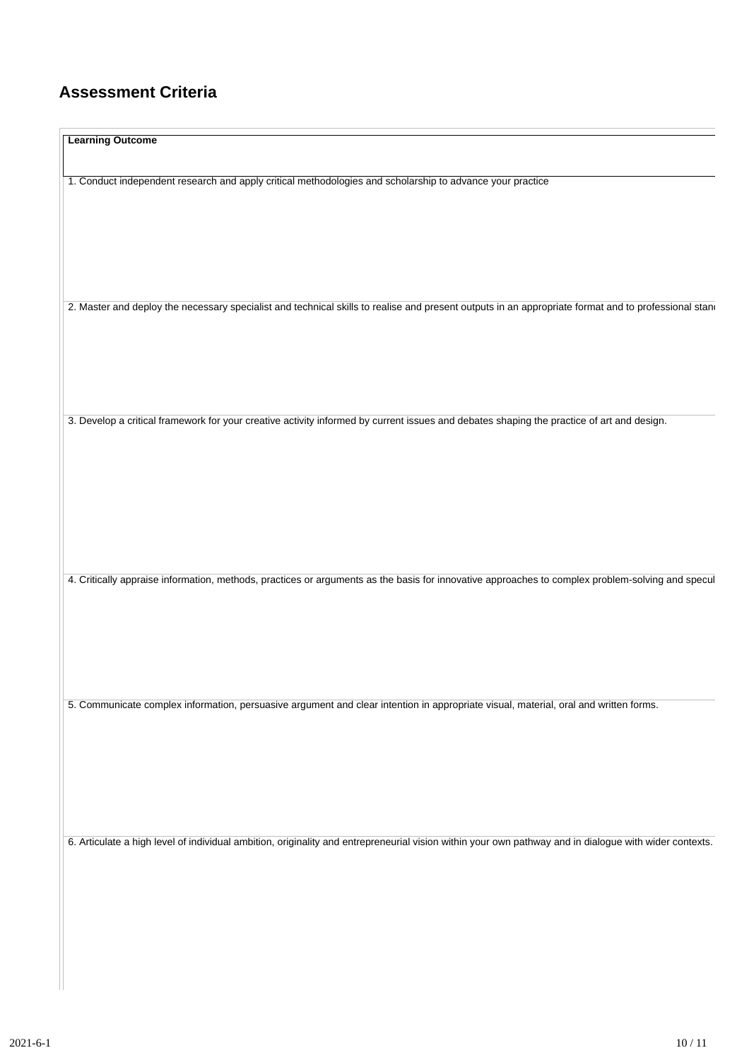## Assessment Criteria

| Learning Outcome |
| --- |
| 1. Conduct independent research and apply critical methodologies and scholarship to advance your practice |
| 2. Master and deploy the necessary specialist and technical skills to realise and present outputs in an appropriate format and to professional stand |
| 3. Develop a critical framework for your creative activity informed by current issues and debates shaping the practice of art and design. |
| 4. Critically appraise information, methods, practices or arguments as the basis for innovative approaches to complex problem-solving and specul |
| 5. Communicate complex information, persuasive argument and clear intention in appropriate visual, material, oral and written forms. |
| 6. Articulate a high level of individual ambition, originality and entrepreneurial vision within your own pathway and in dialogue with wider contexts. |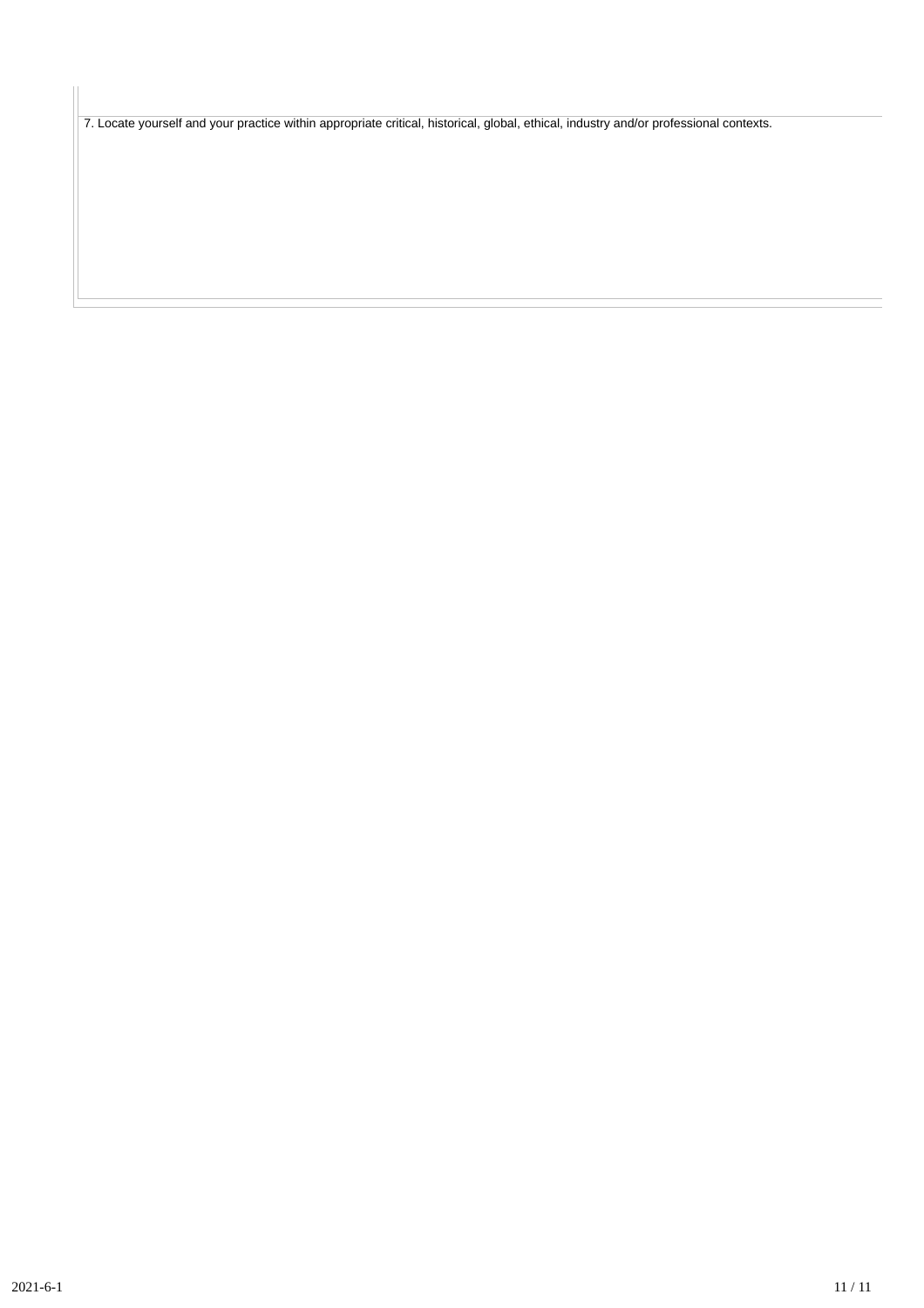7. Locate yourself and your practice within appropriate critical, historical, global, ethical, industry and/or professional contexts.